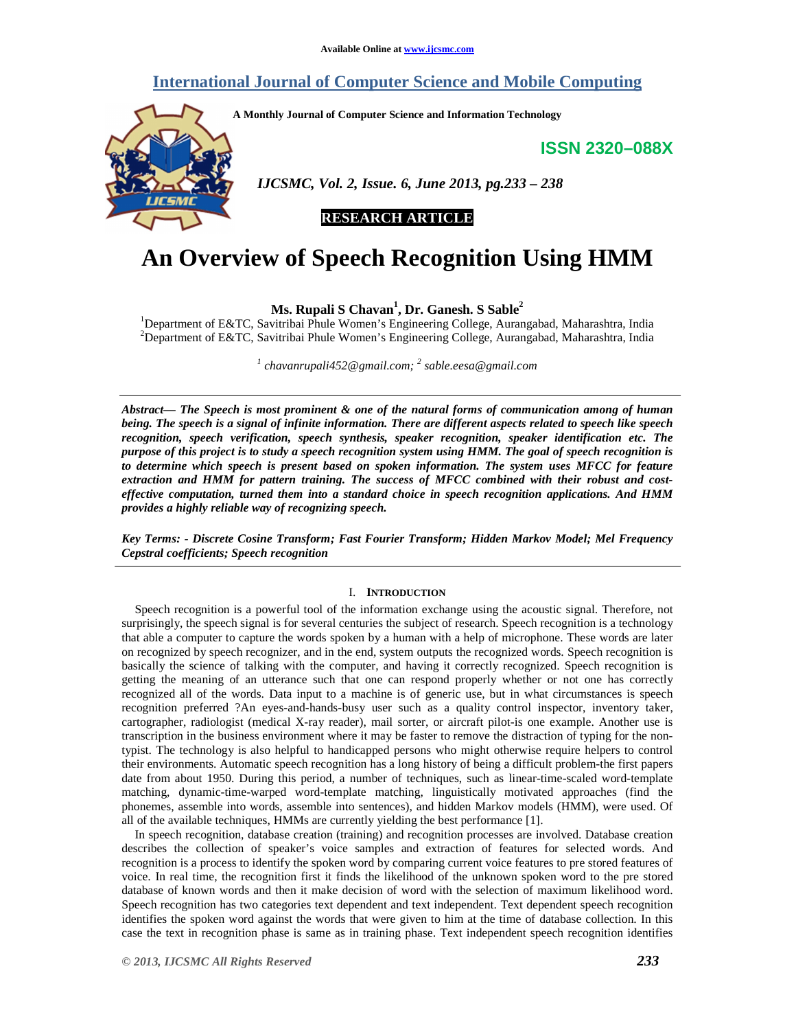Available Online at www.ijcsmc.com

# International Journal of Computer Science and Mobile Computing

A Monthly Journal of Computer Science and Information Technology

**ISSN 2320–088X**

**RESEARCH ARTICLE**

# An Overview of Speech Recognition Using HMM

**Ms. Rupali S Chavan[1], Dr. Ganesh. S Sable[2]**

[1]Department of E&TC, Savitribai Phule Women's Engineering College, Aurangabad, Maharashtra, India
[2]Department of E&TC, Savitribai Phule Women's Engineering College, Aurangabad, Maharashtra, India

[1] chavanrupali452@gmail.com; [2] sable.eesa@gmail.com

***Abstract***— ***The Speech is most prominent & one of the natural forms of communication among of human being. The speech is a signal of infinite information. There are different aspects related to speech like speech recognition, speech verification, speech synthesis, speaker recognition, speaker identification etc. The purpose of this project is to study a speech recognition system using HMM. The goal of speech recognition is to determine which speech is present based on spoken information. The system uses MFCC for feature extraction and HMM for pattern training. The success of MFCC combined with their robust and cost-effective computation, turned them into a standard choice in speech recognition applications. And HMM provides a highly reliable way of recognizing speech.***

***Key Terms: - Discrete Cosine Transform; Fast Fourier Transform; Hidden Markov Model; Mel Frequency Cepstral coefficients; Speech recognition***

## I. INTRODUCTION

Speech recognition is a powerful tool of the information exchange using the acoustic signal. Therefore, not surprisingly, the speech signal is for several centuries the subject of research. Speech recognition is a technology that able a computer to capture the words spoken by a human with a help of microphone. These words are later on recognized by speech recognizer, and in the end, system outputs the recognized words. Speech recognition is basically the science of talking with the computer, and having it correctly recognized. Speech recognition is getting the meaning of an utterance such that one can respond properly whether or not one has correctly recognized all of the words. Data input to a machine is of generic use, but in what circumstances is speech recognition preferred ?An eyes-and-hands-busy user such as a quality control inspector, inventory taker, cartographer, radiologist (medical X-ray reader), mail sorter, or aircraft pilot-is one example. Another use is transcription in the business environment where it may be faster to remove the distraction of typing for the non-typist. The technology is also helpful to handicapped persons who might otherwise require helpers to control their environments. Automatic speech recognition has a long history of being a difficult problem-the first papers date from about 1950. During this period, a number of techniques, such as linear-time-scaled word-template matching, dynamic-time-warped word-template matching, linguistically motivated approaches (find the phonemes, assemble into words, assemble into sentences), and hidden Markov models (HMM), were used. Of all of the available techniques, HMMs are currently yielding the best performance [1].

In speech recognition, database creation (training) and recognition processes are involved. Database creation describes the collection of speaker's voice samples and extraction of features for selected words. And recognition is a process to identify the spoken word by comparing current voice features to pre stored features of voice. In real time, the recognition first it finds the likelihood of the unknown spoken word to the pre stored database of known words and then it make decision of word with the selection of maximum likelihood word. Speech recognition has two categories text dependent and text independent. Text dependent speech recognition identifies the spoken word against the words that were given to him at the time of database collection. In this case the text in recognition phase is same as in training phase. Text independent speech recognition identifies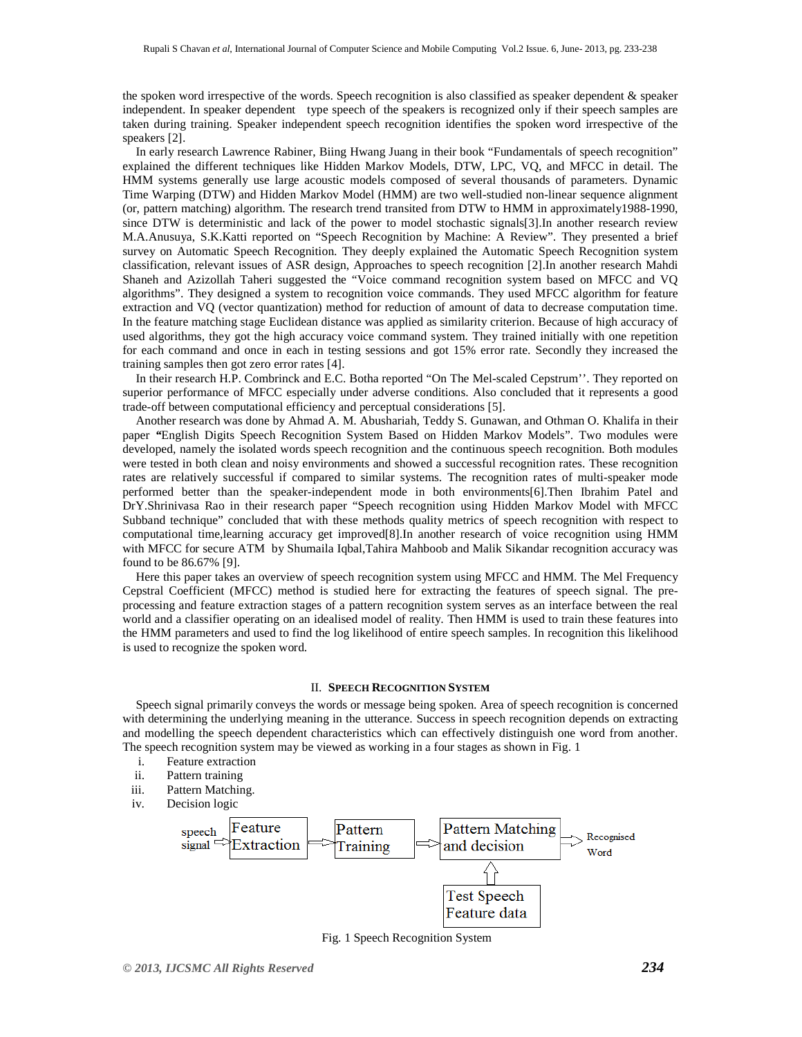the spoken word irrespective of the words. Speech recognition is also classified as speaker dependent & speaker independent. In speaker dependent type speech of the speakers is recognized only if their speech samples are taken during training. Speaker independent speech recognition identifies the spoken word irrespective of the speakers [2].

In early research Lawrence Rabiner, Biing Hwang Juang in their book "Fundamentals of speech recognition" explained the different techniques like Hidden Markov Models, DTW, LPC, VQ, and MFCC in detail. The HMM systems generally use large acoustic models composed of several thousands of parameters. Dynamic Time Warping (DTW) and Hidden Markov Model (HMM) are two well-studied non-linear sequence alignment (or, pattern matching) algorithm. The research trend transited from DTW to HMM in approximately1988-1990, since DTW is deterministic and lack of the power to model stochastic signals[3].In another research review M.A.Anusuya, S.K.Katti reported on "Speech Recognition by Machine: A Review". They presented a brief survey on Automatic Speech Recognition. They deeply explained the Automatic Speech Recognition system classification, relevant issues of ASR design, Approaches to speech recognition [2].In another research Mahdi Shaneh and Azizollah Taheri suggested the "Voice command recognition system based on MFCC and VQ algorithms". They designed a system to recognition voice commands. They used MFCC algorithm for feature extraction and VQ (vector quantization) method for reduction of amount of data to decrease computation time. In the feature matching stage Euclidean distance was applied as similarity criterion. Because of high accuracy of used algorithms, they got the high accuracy voice command system. They trained initially with one repetition for each command and once in each in testing sessions and got 15% error rate. Secondly they increased the training samples then got zero error rates [4].

In their research H.P. Combrinck and E.C. Botha reported "On The Mel-scaled Cepstrum''. They reported on superior performance of MFCC especially under adverse conditions. Also concluded that it represents a good trade-off between computational efficiency and perceptual considerations [5].

Another research was done by Ahmad A. M. Abushariah, Teddy S. Gunawan, and Othman O. Khalifa in their paper **"**English Digits Speech Recognition System Based on Hidden Markov Models". Two modules were developed, namely the isolated words speech recognition and the continuous speech recognition. Both modules were tested in both clean and noisy environments and showed a successful recognition rates. These recognition rates are relatively successful if compared to similar systems. The recognition rates of multi-speaker mode performed better than the speaker-independent mode in both environments[6].Then Ibrahim Patel and DrY.Shrinivasa Rao in their research paper "Speech recognition using Hidden Markov Model with MFCC Subband technique" concluded that with these methods quality metrics of speech recognition with respect to computational time,learning accuracy get improved[8].In another research of voice recognition using HMM with MFCC for secure ATM by Shumaila Iqbal,Tahira Mahboob and Malik Sikandar recognition accuracy was found to be 86.67% [9].

Here this paper takes an overview of speech recognition system using MFCC and HMM. The Mel Frequency Cepstral Coefficient (MFCC) method is studied here for extracting the features of speech signal. The pre-processing and feature extraction stages of a pattern recognition system serves as an interface between the real world and a classifier operating on an idealised model of reality. Then HMM is used to train these features into the HMM parameters and used to find the log likelihood of entire speech samples. In recognition this likelihood is used to recognize the spoken word.

## II. Speech Recognition System

Speech signal primarily conveys the words or message being spoken. Area of speech recognition is concerned with determining the underlying meaning in the utterance. Success in speech recognition depends on extracting and modelling the speech dependent characteristics which can effectively distinguish one word from another. The speech recognition system may be viewed as working in a four stages as shown in Fig. 1

i. Feature extraction
ii. Pattern training
iii. Pattern Matching.
iv. Decision logic

speech signal → Feature Extraction → Pattern Training → Pattern Matching and decision → Recognised Word

Test Speech Feature data → Pattern Matching and decision

Fig. 1 Speech Recognition System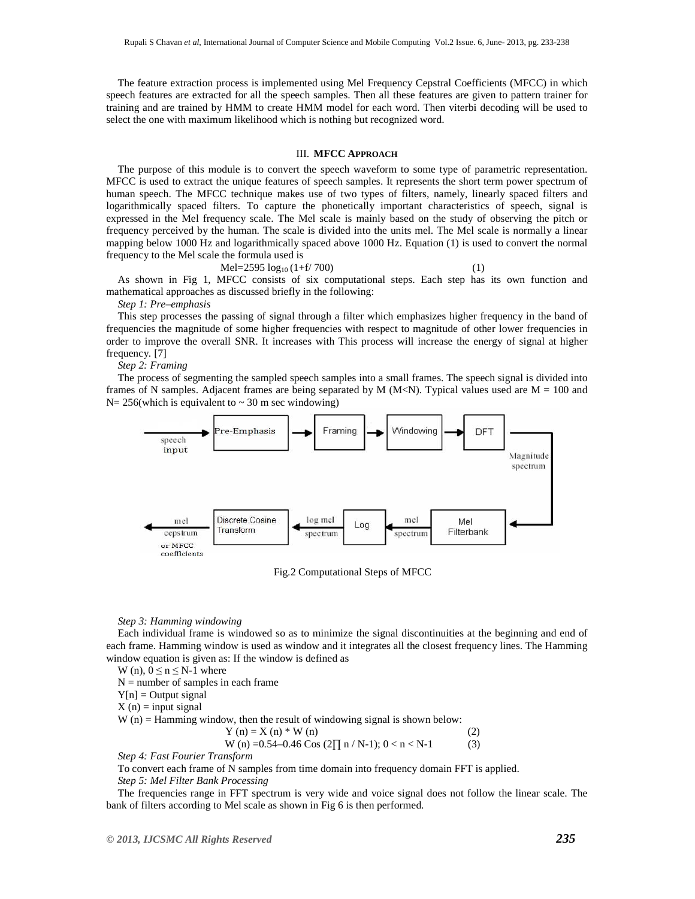The feature extraction process is implemented using Mel Frequency Cepstral Coefficients (MFCC) in which speech features are extracted for all the speech samples. Then all these features are given to pattern trainer for training and are trained by HMM to create HMM model for each word. Then viterbi decoding will be used to select the one with maximum likelihood which is nothing but recognized word.

## III. MFCC APPROACH

The purpose of this module is to convert the speech waveform to some type of parametric representation. MFCC is used to extract the unique features of speech samples. It represents the short term power spectrum of human speech. The MFCC technique makes use of two types of filters, namely, linearly spaced filters and logarithmically spaced filters. To capture the phonetically important characteristics of speech, signal is expressed in the Mel frequency scale. The Mel scale is mainly based on the study of observing the pitch or frequency perceived by the human. The scale is divided into the units mel. The Mel scale is normally a linear mapping below 1000 Hz and logarithmically spaced above 1000 Hz. Equation (1) is used to convert the normal frequency to the Mel scale the formula used is

$$\text{Mel} = 2595 \log_{10} (1 + f / 700) \tag{1}$$

As shown in Fig 1, MFCC consists of six computational steps. Each step has its own function and mathematical approaches as discussed briefly in the following:

*Step 1: Pre–emphasis*

This step processes the passing of signal through a filter which emphasizes higher frequency in the band of frequencies the magnitude of some higher frequencies with respect to magnitude of other lower frequencies in order to improve the overall SNR. It increases with This process will increase the energy of signal at higher frequency. [7]

*Step 2: Framing*

The process of segmenting the sampled speech samples into a small frames. The speech signal is divided into frames of N samples. Adjacent frames are being separated by M (M<N). Typical values used are M = 100 and N= 256(which is equivalent to ~ 30 m sec windowing)

speech input → Pre-Emphasis → Framing → Windowing → DFT → Magnitude spectrum → Mel Filterbank → mel spectrum → Log → log mel spectrum → Discrete Cosine Transform → mel cepstrum or MFCC coefficients

Fig.2 Computational Steps of MFCC

*Step 3: Hamming windowing*

Each individual frame is windowed so as to minimize the signal discontinuities at the beginning and end of each frame. Hamming window is used as window and it integrates all the closest frequency lines. The Hamming window equation is given as: If the window is defined as

W (n), $0 \leq n \leq N\text{-}1$ where

N = number of samples in each frame

Y[n] = Output signal

X (n) = input signal

W (n) = Hamming window, then the result of windowing signal is shown below:

$$Y(n) = X(n) * W(n) \tag{2}$$

$$W(n) = 0.54 – 0.46 \cos (2\pi n / N\text{-}1); \; 0 < n < N\text{-}1 \tag{3}$$

*Step 4: Fast Fourier Transform*

To convert each frame of N samples from time domain into frequency domain FFT is applied.

*Step 5: Mel Filter Bank Processing*

The frequencies range in FFT spectrum is very wide and voice signal does not follow the linear scale. The bank of filters according to Mel scale as shown in Fig 6 is then performed.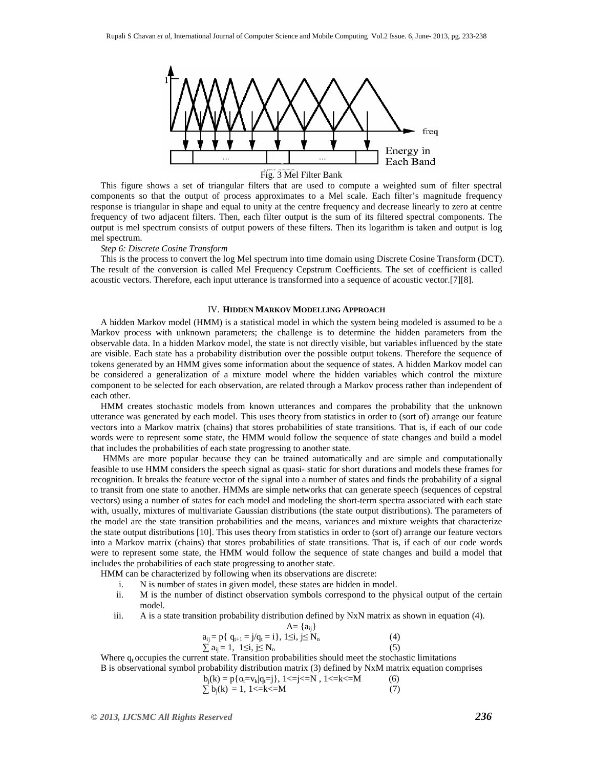Fig. 3 Mel Filter Bank

This figure shows a set of triangular filters that are used to compute a weighted sum of filter spectral components so that the output of process approximates to a Mel scale. Each filter's magnitude frequency response is triangular in shape and equal to unity at the centre frequency and decrease linearly to zero at centre frequency of two adjacent filters. Then, each filter output is the sum of its filtered spectral components. The output is mel spectrum consists of output powers of these filters. Then its logarithm is taken and output is log mel spectrum.

*Step 6: Discrete Cosine Transform*

This is the process to convert the log Mel spectrum into time domain using Discrete Cosine Transform (DCT). The result of the conversion is called Mel Frequency Cepstrum Coefficients. The set of coefficient is called acoustic vectors. Therefore, each input utterance is transformed into a sequence of acoustic vector.[7][8].

## IV. Hidden Markov Modelling Approach

A hidden Markov model (HMM) is a statistical model in which the system being modeled is assumed to be a Markov process with unknown parameters; the challenge is to determine the hidden parameters from the observable data. In a hidden Markov model, the state is not directly visible, but variables influenced by the state are visible. Each state has a probability distribution over the possible output tokens. Therefore the sequence of tokens generated by an HMM gives some information about the sequence of states. A hidden Markov model can be considered a generalization of a mixture model where the hidden variables which control the mixture component to be selected for each observation, are related through a Markov process rather than independent of each other.

HMM creates stochastic models from known utterances and compares the probability that the unknown utterance was generated by each model. This uses theory from statistics in order to (sort of) arrange our feature vectors into a Markov matrix (chains) that stores probabilities of state transitions. That is, if each of our code words were to represent some state, the HMM would follow the sequence of state changes and build a model that includes the probabilities of each state progressing to another state.

HMMs are more popular because they can be trained automatically and are simple and computationally feasible to use HMM considers the speech signal as quasi- static for short durations and models these frames for recognition. It breaks the feature vector of the signal into a number of states and finds the probability of a signal to transit from one state to another. HMMs are simple networks that can generate speech (sequences of cepstral vectors) using a number of states for each model and modeling the short-term spectra associated with each state with, usually, mixtures of multivariate Gaussian distributions (the state output distributions). The parameters of the model are the state transition probabilities and the means, variances and mixture weights that characterize the state output distributions [10]. This uses theory from statistics in order to (sort of) arrange our feature vectors into a Markov matrix (chains) that stores probabilities of state transitions. That is, if each of our code words were to represent some state, the HMM would follow the sequence of state changes and build a model that includes the probabilities of each state progressing to another state.

HMM can be characterized by following when its observations are discrete:

i. N is number of states in given model, these states are hidden in model.
ii. M is the number of distinct observation symbols correspond to the physical output of the certain model.
iii. A is a state transition probability distribution defined by NxN matrix as shown in equation (4).

$$A = \{a_{ij}\}$$

$$a_{ij} = p\{ q_{t+1} = j / q_t = i\},\ 1 \le i,\ j \le N_n \quad (4)$$

$$\sum a_{ij} = 1,\ 1 \le i,\ j \le N_n \quad (5)$$

Where $q_t$ occupies the current state. Transition probabilities should meet the stochastic limitations

B is observational symbol probability distribution matrix (3) defined by NxM matrix equation comprises

$$b_j(k) = p\{o_t = v_k | q_t = j\},\ 1 <= j <= N,\ 1 <= k <= M \quad (6)$$

$$\sum b_j(k) = 1,\ 1 <= k <= M \quad (7)$$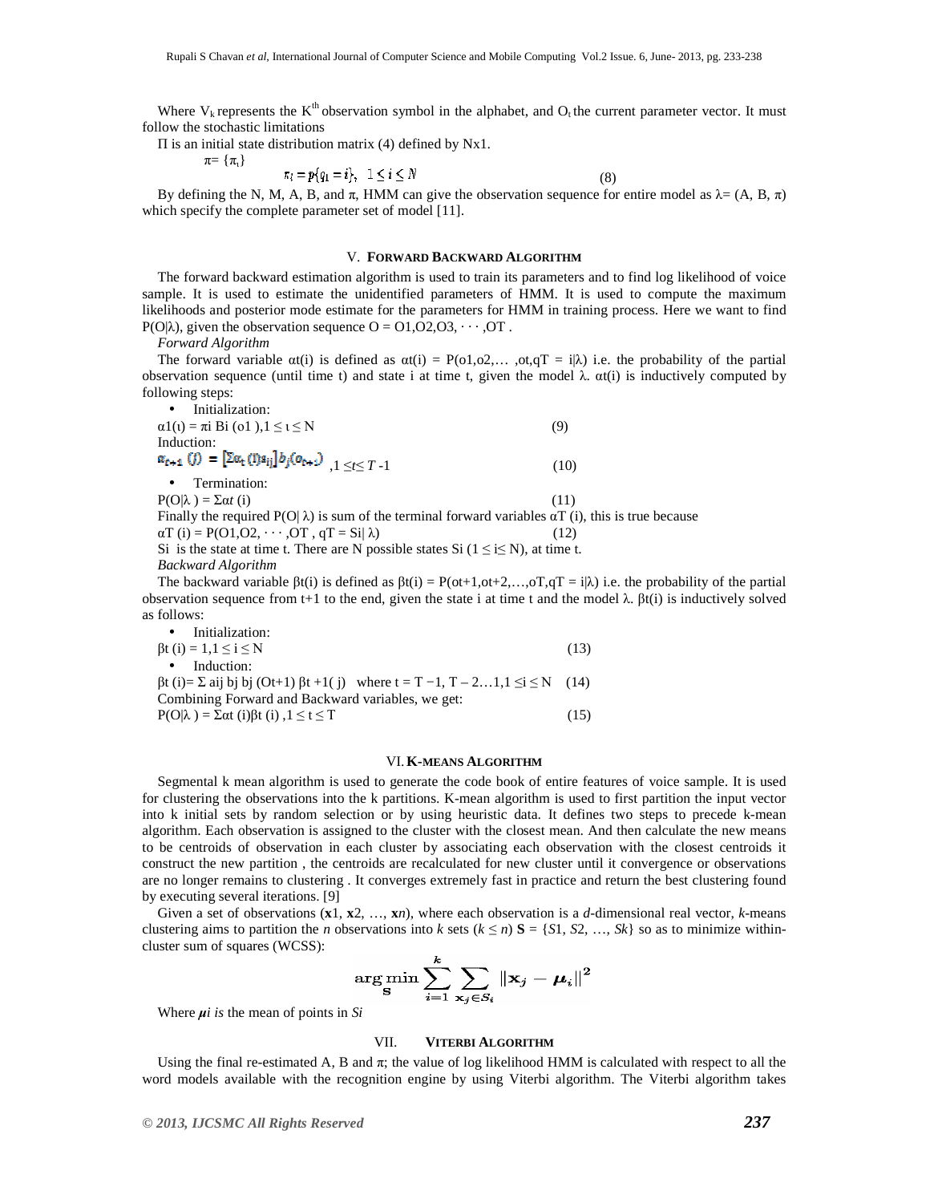Where $V_k$ represents the $K^{th}$ observation symbol in the alphabet, and $O_t$ the current parameter vector. It must follow the stochastic limitations

Π is an initial state distribution matrix (4) defined by Nx1.

$\pi = \{\pi_i\}$

$$\pi_i = p\{q_1 = i\}, \quad 1 \leq i \leq N \tag{8}$$

By defining the N, M, A, B, and π, HMM can give the observation sequence for entire model as λ= (A, B, π) which specify the complete parameter set of model [11].

## V. FORWARD BACKWARD ALGORITHM

The forward backward estimation algorithm is used to train its parameters and to find log likelihood of voice sample. It is used to estimate the unidentified parameters of HMM. It is used to compute the maximum likelihoods and posterior mode estimate for the parameters for HMM in training process. Here we want to find P(O|λ), given the observation sequence O = O1,O2,O3, · · · ,OT .

*Forward Algorithm*

The forward variable αt(i) is defined as αt(i) = P(o1,o2,… ,ot,qT = i|λ) i.e. the probability of the partial observation sequence (until time t) and state i at time t, given the model λ. αt(i) is inductively computed by following steps:

- Initialization:

$\alpha_1(\iota) = \pi_i B_i(o_1), 1 \leq \iota \leq N$ (9)

Induction:

$\alpha_{t+1}(j) = \left[\Sigma \alpha_t(i) a_{ij}\right] b_j(o_{t+1})$ ,$1 \leq t \leq T-1$ (10)

- Termination:

$P(O|\lambda) = \Sigma \alpha t(i)$ (11)

Finally the required P(O| λ) is sum of the terminal forward variables αT (i), this is true because

$\alpha T(i) = P(O1, O2, \cdots, OT, qT = Si|\lambda)$ (12)

Si is the state at time t. There are N possible states Si (1 ≤ i≤ N), at time t.

*Backward Algorithm*

The backward variable βt(i) is defined as βt(i) = P(ot+1,ot+2,…,oT,qT = i|λ) i.e. the probability of the partial observation sequence from t+1 to the end, given the state i at time t and the model λ. βt(i) is inductively solved as follows:

- Initialization:

$\beta t(i) = 1, 1 \leq i \leq N$ (13)

- Induction:

$\beta t(i) = \Sigma\, aij\, bj\, bj\, (Ot+1)\, \beta t+1(j)$ where t = T −1, T – 2…1,1 ≤i ≤ N (14)

Combining Forward and Backward variables, we get:

$P(O|\lambda) = \Sigma \alpha t(i) \beta t(i), 1 \leq t \leq T$ (15)

## VI. K-MEANS ALGORITHM

Segmental k mean algorithm is used to generate the code book of entire features of voice sample. It is used for clustering the observations into the k partitions. K-mean algorithm is used to first partition the input vector into k initial sets by random selection or by using heuristic data. It defines two steps to precede k-mean algorithm. Each observation is assigned to the cluster with the closest mean. And then calculate the new means to be centroids of observation in each cluster by associating each observation with the closest centroids it construct the new partition , the centroids are recalculated for new cluster until it convergence or observations are no longer remains to clustering . It converges extremely fast in practice and return the best clustering found by executing several iterations. [9]

Given a set of observations (**x**1, **x**2, …, **x***n*), where each observation is a *d*-dimensional real vector, *k*-means clustering aims to partition the *n* observations into *k* sets (*k* ≤ *n*) **S** = {*S*1, *S*2, …, *Sk*} so as to minimize within-cluster sum of squares (WCSS):

$$\underset{\mathbf{S}}{\arg\min} \sum_{i=1}^{k} \sum_{\mathbf{x}_j \in S_i} \left\| \mathbf{x}_j - \boldsymbol{\mu}_i \right\|^2$$

Where $\boldsymbol{\mu}_i$ *is* the mean of points in *Si*

## VII. VITERBI ALGORITHM

Using the final re-estimated A, B and π; the value of log likelihood HMM is calculated with respect to all the word models available with the recognition engine by using Viterbi algorithm. The Viterbi algorithm takes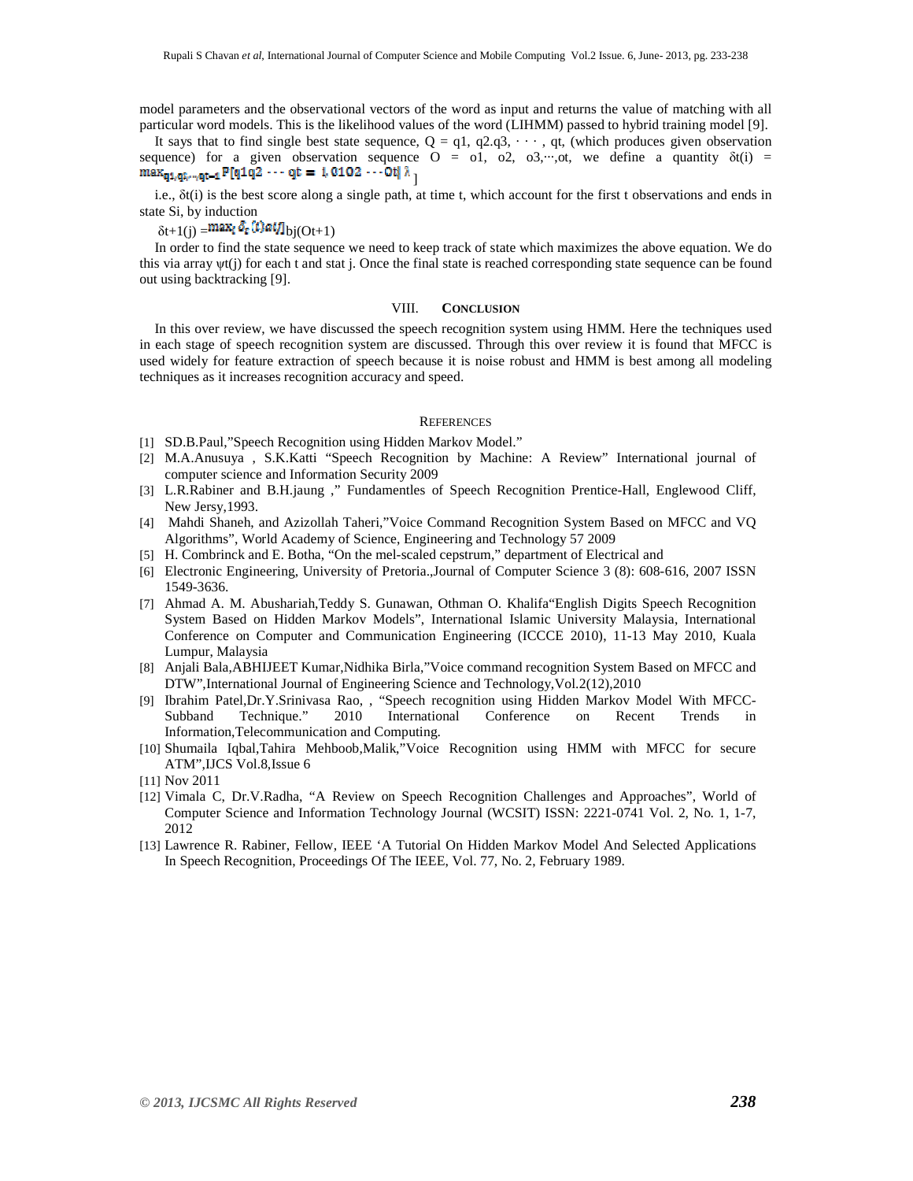model parameters and the observational vectors of the word as input and returns the value of matching with all particular word models. This is the likelihood values of the word (LIHMM) passed to hybrid training model [9].

It says that to find single best state sequence, $Q = q1, q2.q3, \cdots, qt$, (which produces given observation sequence) for a given observation sequence $O = o1, o2, o3, \cdots, ot$, we define a quantity $\delta t(i) = \max_{q1,q2,\cdots,qt-1} P[q1q2 \cdots qt = i, O1O2 \cdots Ot | \lambda]$

i.e., $\delta t(i)$ is the best score along a single path, at time t, which account for the first t observations and ends in state Si, by induction

$\delta t+1(j) = \max_i \delta_t(i) a_{ij}] bj(Ot+1)$

In order to find the state sequence we need to keep track of state which maximizes the above equation. We do this via array $\psi t(j)$ for each t and stat j. Once the final state is reached corresponding state sequence can be found out using backtracking [9].

## VIII. CONCLUSION

In this over review, we have discussed the speech recognition system using HMM. Here the techniques used in each stage of speech recognition system are discussed. Through this over review it is found that MFCC is used widely for feature extraction of speech because it is noise robust and HMM is best among all modeling techniques as it increases recognition accuracy and speed.

## REFERENCES

[1] SD.B.Paul,"Speech Recognition using Hidden Markov Model."

[2] M.A.Anusuya , S.K.Katti "Speech Recognition by Machine: A Review" International journal of computer science and Information Security 2009

[3] L.R.Rabiner and B.H.jaung ," Fundamentles of Speech Recognition Prentice-Hall, Englewood Cliff, New Jersy,1993.

[4] Mahdi Shaneh, and Azizollah Taheri,"Voice Command Recognition System Based on MFCC and VQ Algorithms", World Academy of Science, Engineering and Technology 57 2009

[5] H. Combrinck and E. Botha, "On the mel-scaled cepstrum," department of Electrical and

[6] Electronic Engineering, University of Pretoria.,Journal of Computer Science 3 (8): 608-616, 2007 ISSN 1549-3636.

[7] Ahmad A. M. Abushariah,Teddy S. Gunawan, Othman O. Khalifa"English Digits Speech Recognition System Based on Hidden Markov Models", International Islamic University Malaysia, International Conference on Computer and Communication Engineering (ICCCE 2010), 11-13 May 2010, Kuala Lumpur, Malaysia

[8] Anjali Bala,ABHIJEET Kumar,Nidhika Birla,"Voice command recognition System Based on MFCC and DTW",International Journal of Engineering Science and Technology,Vol.2(12),2010

[9] Ibrahim Patel,Dr.Y.Srinivasa Rao, , "Speech recognition using Hidden Markov Model With MFCC-Subband Technique." 2010 International Conference on Recent Trends in Information,Telecommunication and Computing.

[10] Shumaila Iqbal,Tahira Mehboob,Malik,"Voice Recognition using HMM with MFCC for secure ATM",IJCS Vol.8,Issue 6

[11] Nov 2011

[12] Vimala C, Dr.V.Radha, "A Review on Speech Recognition Challenges and Approaches", World of Computer Science and Information Technology Journal (WCSIT) ISSN: 2221-0741 Vol. 2, No. 1, 1-7, 2012

[13] Lawrence R. Rabiner, Fellow, IEEE 'A Tutorial On Hidden Markov Model And Selected Applications In Speech Recognition, Proceedings Of The IEEE, Vol. 77, No. 2, February 1989.